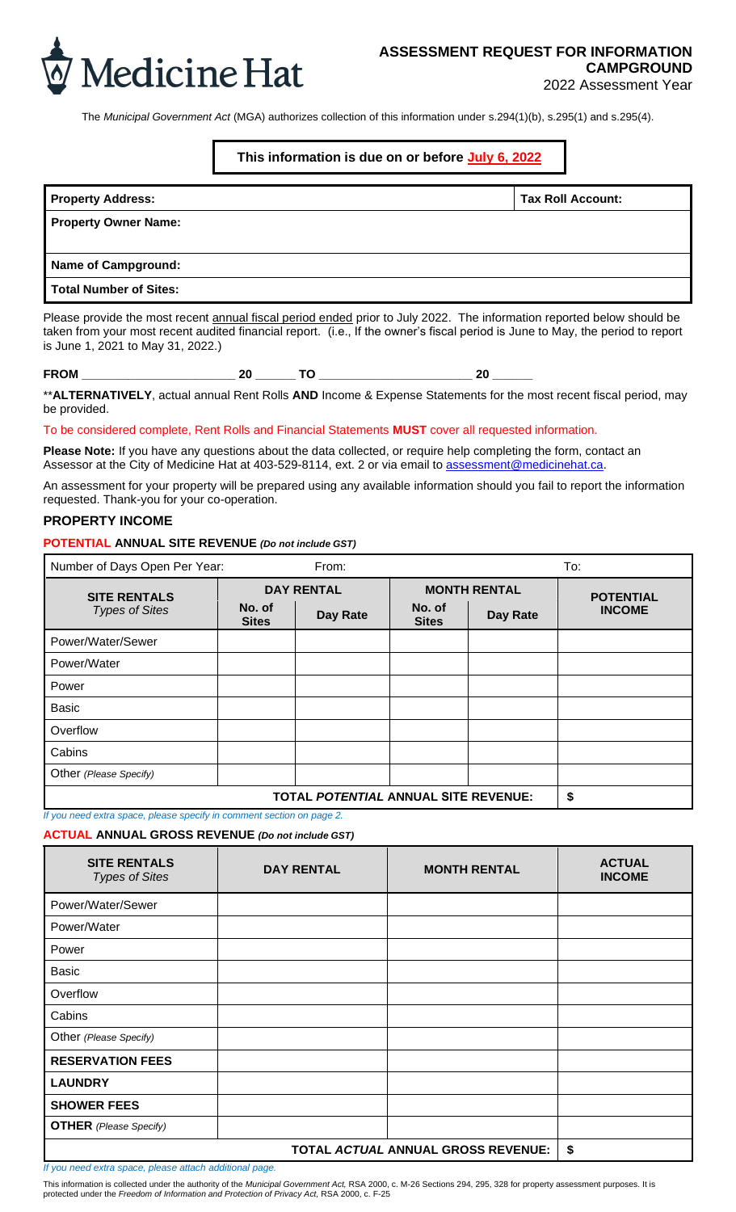Medicine Hat

# ASSESSMENT REQUEST FOR INFORMATION CAMPGROUND

2022 Assessment Year

The *Municipal Government Act* (MGA) authorizes collection of this information under s.294(1)(b), s.295(1) and s.295(4).

**This information is due on or before July 6, 2022**

| **Property Address:** | **Tax Roll Account:** |
|---|---|
| **Property Owner Name:** | |
| **Name of Campground:** | |
| **Total Number of Sites:** | |

Please provide the most recent annual fiscal period ended prior to July 2022. The information reported below should be taken from your most recent audited financial report. (i.e., If the owner's fiscal period is June to May, the period to report is June 1, 2021 to May 31, 2022.)

**FROM** ______________________ **20** ______ **TO** ______________________ **20** ______

**\*\*ALTERNATIVELY**, actual annual Rent Rolls **AND** Income & Expense Statements for the most recent fiscal period, may be provided.

To be considered complete, Rent Rolls and Financial Statements **MUST** cover all requested information.

**Please Note:** If you have any questions about the data collected, or require help completing the form, contact an Assessor at the City of Medicine Hat at 403-529-8114, ext. 2 or via email to assessment@medicinehat.ca.

An assessment for your property will be prepared using any available information should you fail to report the information requested. Thank-you for your co-operation.

## PROPERTY INCOME

### POTENTIAL ANNUAL SITE REVENUE *(Do not include GST)*

| Number of Days Open Per Year: | From: | | | To: | |
|---|---|---|---|---|---|
| **SITE RENTALS** *Types of Sites* | **DAY RENTAL** | | **MONTH RENTAL** | | **POTENTIAL INCOME** |
| | **No. of Sites** | **Day Rate** | **No. of Sites** | **Day Rate** | |
| Power/Water/Sewer | | | | | |
| Power/Water | | | | | |
| Power | | | | | |
| Basic | | | | | |
| Overflow | | | | | |
| Cabins | | | | | |
| Other *(Please Specify)* | | | | | |
| | | | **TOTAL *POTENTIAL* ANNUAL SITE REVENUE:** | | **$** |

*If you need extra space, please specify in comment section on page 2.*

### ACTUAL ANNUAL GROSS REVENUE *(Do not include GST)*

| **SITE RENTALS** *Types of Sites* | **DAY RENTAL** | **MONTH RENTAL** | **ACTUAL INCOME** |
|---|---|---|---|
| Power/Water/Sewer | | | |
| Power/Water | | | |
| Power | | | |
| Basic | | | |
| Overflow | | | |
| Cabins | | | |
| Other *(Please Specify)* | | | |
| **RESERVATION FEES** | | | |
| **LAUNDRY** | | | |
| **SHOWER FEES** | | | |
| **OTHER** *(Please Specify)* | | | |
| | | **TOTAL *ACTUAL* ANNUAL GROSS REVENUE:** | **$** |

*If you need extra space, please attach additional page.*

This information is collected under the authority of the *Municipal Government Act*, RSA 2000, c. M-26 Sections 294, 295, 328 for property assessment purposes. It is protected under the *Freedom of Information and Protection of Privacy Act*, RSA 2000, c. F-25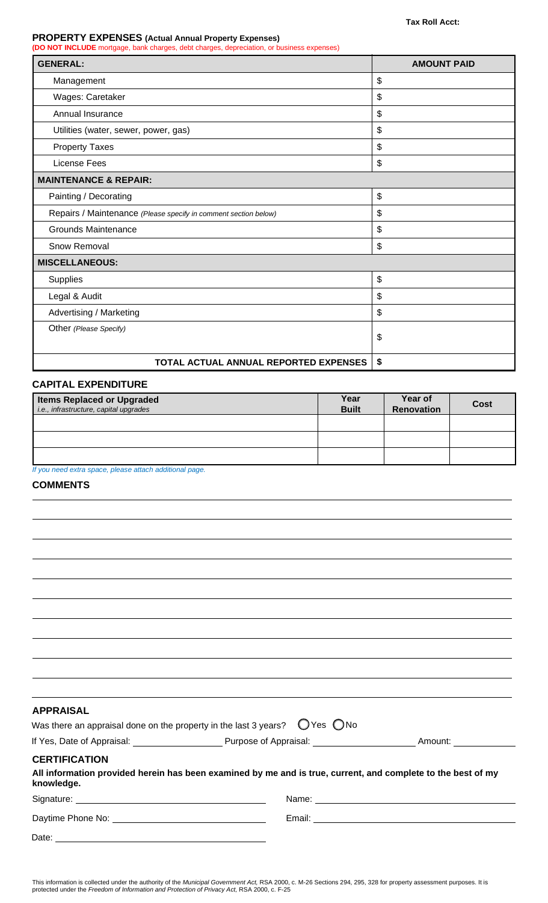Tax Roll Acct:

## PROPERTY EXPENSES (Actual Annual Property Expenses)

**(DO NOT INCLUDE** mortgage, bank charges, debt charges, depreciation, or business expenses)

| GENERAL: | AMOUNT PAID |
|---|---|
| Management | $ |
| Wages: Caretaker | $ |
| Annual Insurance | $ |
| Utilities (water, sewer, power, gas) | $ |
| Property Taxes | $ |
| License Fees | $ |
| **MAINTENANCE & REPAIR:** | |
| Painting / Decorating | $ |
| Repairs / Maintenance *(Please specify in comment section below)* | $ |
| Grounds Maintenance | $ |
| Snow Removal | $ |
| **MISCELLANEOUS:** | |
| Supplies | $ |
| Legal & Audit | $ |
| Advertising / Marketing | $ |
| Other *(Please Specify)* | $ |
| **TOTAL ACTUAL ANNUAL REPORTED EXPENSES** | **$** |

## CAPITAL EXPENDITURE

| Items Replaced or Upgraded *i.e., infrastructure, capital upgrades* | Year Built | Year of Renovation | Cost |
|---|---|---|---|
| | | | |
| | | | |
| | | | |

*If you need extra space, please attach additional page.*

## COMMENTS

_______________________________________________

_______________________________________________

_______________________________________________

_______________________________________________

_______________________________________________

_______________________________________________

_______________________________________________

_______________________________________________

_______________________________________________

_______________________________________________

_______________________________________________

## APPRAISAL

Was there an appraisal done on the property in the last 3 years? ◯ Yes ◯ No

If Yes, Date of Appraisal: ____________ Purpose of Appraisal: ____________ Amount: ____________

## CERTIFICATION

**All information provided herein has been examined by me and is true, current, and complete to the best of my knowledge.**

Signature: ______________________ Name: ______________________

Daytime Phone No: ______________________ Email: ______________________

Date: ______________________

This information is collected under the authority of the *Municipal Government Act,* RSA 2000, c. M-26 Sections 294, 295, 328 for property assessment purposes. It is protected under the *Freedom of Information and Protection of Privacy Act,* RSA 2000, c. F-25